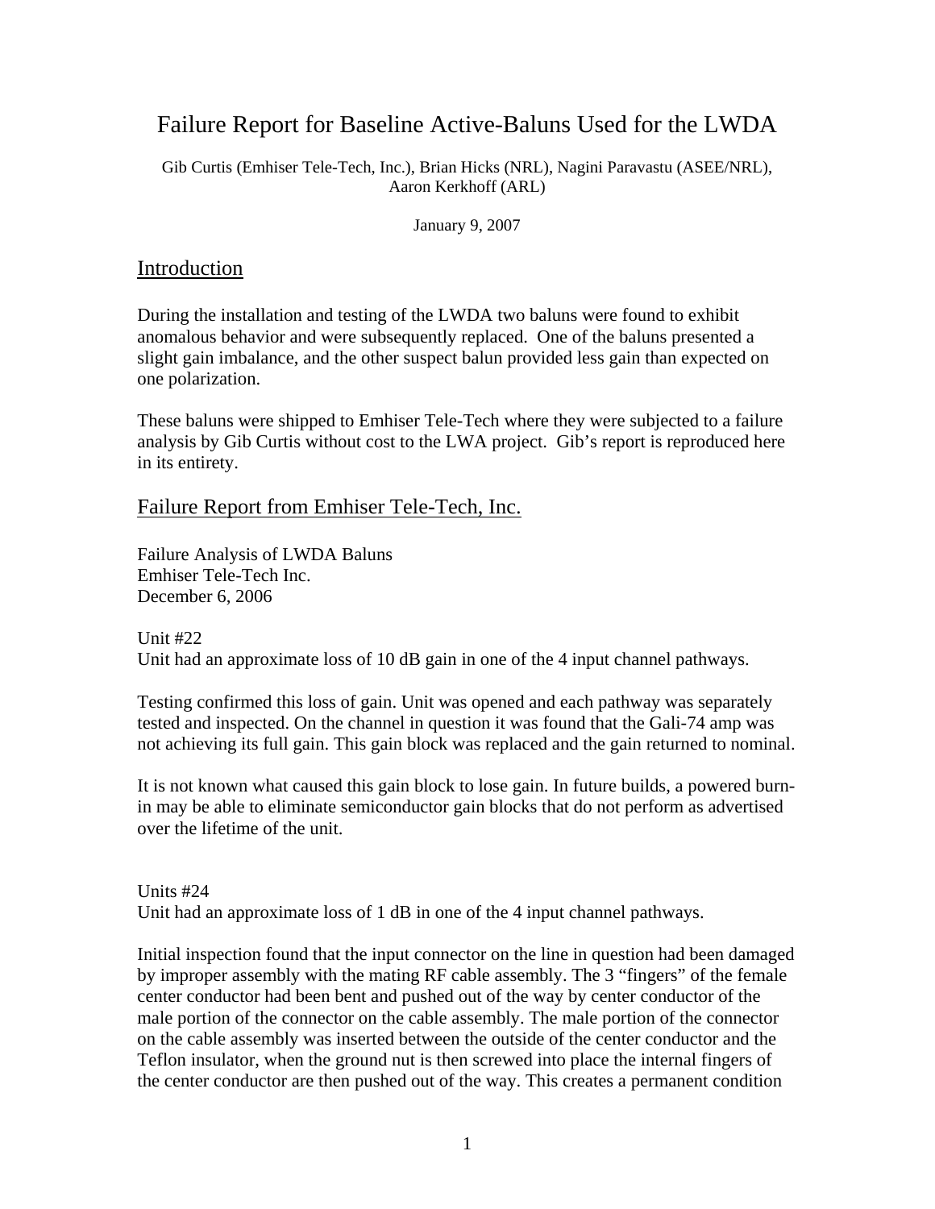# Failure Report for Baseline Active-Baluns Used for the LWDA

Gib Curtis (Emhiser Tele-Tech, Inc.), Brian Hicks (NRL), Nagini Paravastu (ASEE/NRL), Aaron Kerkhoff (ARL)

January 9, 2007

## Introduction

During the installation and testing of the LWDA two baluns were found to exhibit anomalous behavior and were subsequently replaced. One of the baluns presented a slight gain imbalance, and the other suspect balun provided less gain than expected on one polarization.

These baluns were shipped to Emhiser Tele-Tech where they were subjected to a failure analysis by Gib Curtis without cost to the LWA project. Gib's report is reproduced here in its entirety.

## Failure Report from Emhiser Tele-Tech, Inc.

Failure Analysis of LWDA Baluns
Emhiser Tele-Tech Inc.
December 6, 2006

Unit #22
Unit had an approximate loss of 10 dB gain in one of the 4 input channel pathways.

Testing confirmed this loss of gain. Unit was opened and each pathway was separately tested and inspected. On the channel in question it was found that the Gali-74 amp was not achieving its full gain. This gain block was replaced and the gain returned to nominal.

It is not known what caused this gain block to lose gain. In future builds, a powered burn-in may be able to eliminate semiconductor gain blocks that do not perform as advertised over the lifetime of the unit.

Units #24
Unit had an approximate loss of 1 dB in one of the 4 input channel pathways.

Initial inspection found that the input connector on the line in question had been damaged by improper assembly with the mating RF cable assembly. The 3 "fingers" of the female center conductor had been bent and pushed out of the way by center conductor of the male portion of the connector on the cable assembly. The male portion of the connector on the cable assembly was inserted between the outside of the center conductor and the Teflon insulator, when the ground nut is then screwed into place the internal fingers of the center conductor are then pushed out of the way. This creates a permanent condition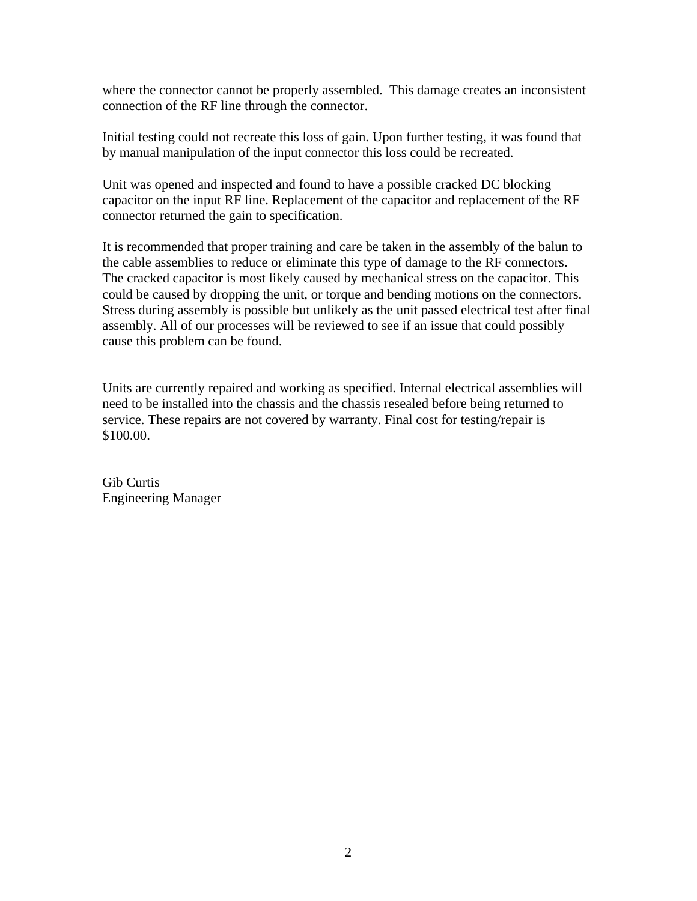where the connector cannot be properly assembled.  This damage creates an inconsistent connection of the RF line through the connector.

Initial testing could not recreate this loss of gain. Upon further testing, it was found that by manual manipulation of the input connector this loss could be recreated.

Unit was opened and inspected and found to have a possible cracked DC blocking capacitor on the input RF line. Replacement of the capacitor and replacement of the RF connector returned the gain to specification.

It is recommended that proper training and care be taken in the assembly of the balun to the cable assemblies to reduce or eliminate this type of damage to the RF connectors. The cracked capacitor is most likely caused by mechanical stress on the capacitor. This could be caused by dropping the unit, or torque and bending motions on the connectors. Stress during assembly is possible but unlikely as the unit passed electrical test after final assembly. All of our processes will be reviewed to see if an issue that could possibly cause this problem can be found.

Units are currently repaired and working as specified. Internal electrical assemblies will need to be installed into the chassis and the chassis resealed before being returned to service. These repairs are not covered by warranty. Final cost for testing/repair is $100.00.

Gib Curtis
Engineering Manager